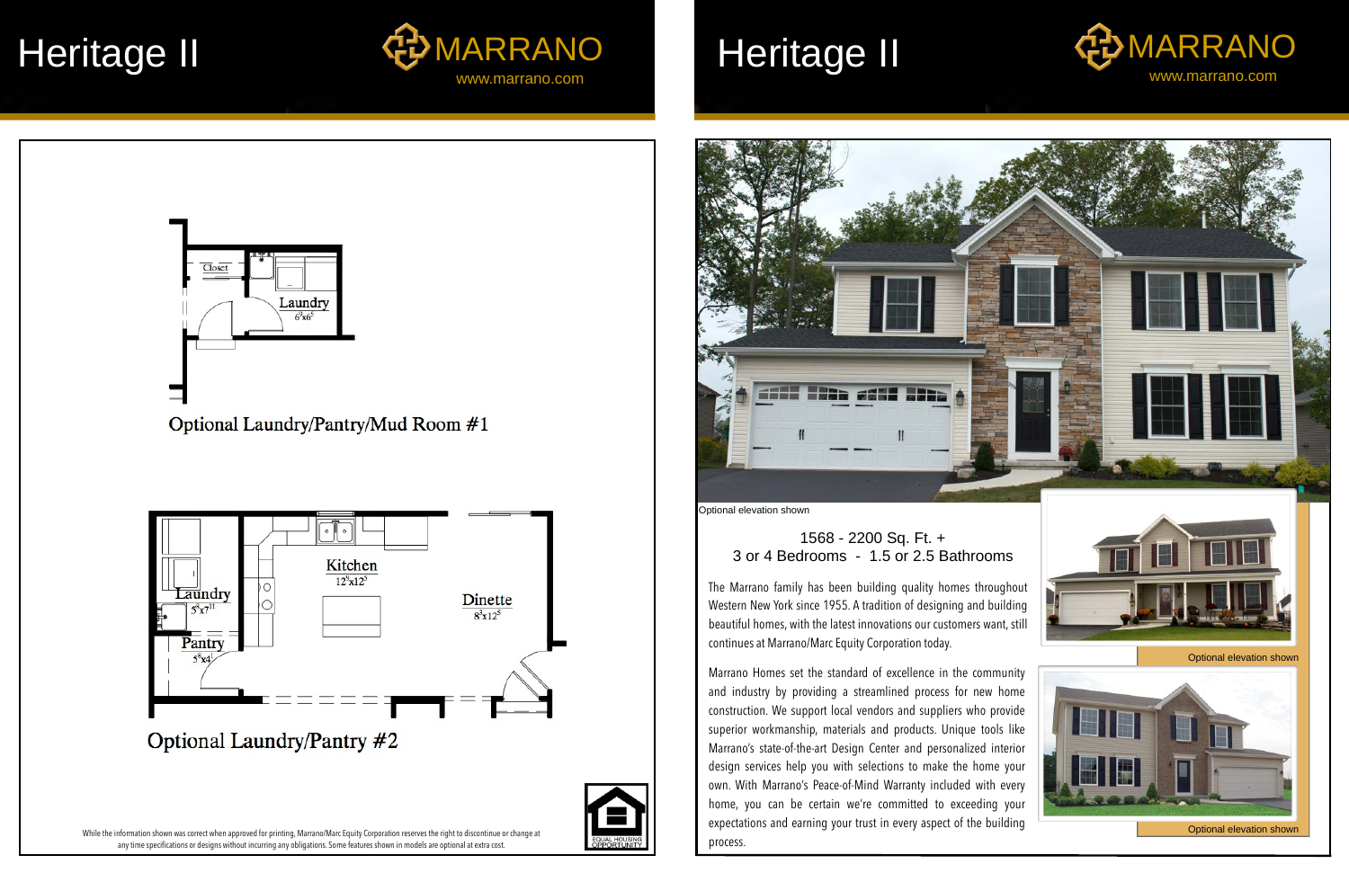# Heritage II

MARRANO
www.marrano.com

Closet

Laundry
$6^3$x$6^5$

Optional Laundry/Pantry/Mud Room #1

Kitchen
$12^5$x$12^5$

Laundry
$5^6$x$7^{11}$

Pantry
$5^6$x$4^1$

Dinette
$8^3$x$12^5$

Optional Laundry/Pantry #2

While the information shown was correct when approved for printing, Marrano/Marc Equity Corporation reserves the right to discontinue or change at any time specifications or designs without incurring any obligations. Some features shown in models are optional at extra cost.

EQUAL HOUSING OPPORTUNITY

# Heritage II

MARRANO
www.marrano.com

Optional elevation shown

1568 - 2200 Sq. Ft. +
3 or 4 Bedrooms - 1.5 or 2.5 Bathrooms

The Marrano family has been building quality homes throughout Western New York since 1955. A tradition of designing and building beautiful homes, with the latest innovations our customers want, still continues at Marrano/Marc Equity Corporation today.

Marrano Homes set the standard of excellence in the community and industry by providing a streamlined process for new home construction. We support local vendors and suppliers who provide superior workmanship, materials and products. Unique tools like Marrano's state-of-the-art Design Center and personalized interior design services help you with selections to make the home your own. With Marrano's Peace-of-Mind Warranty included with every home, you can be certain we're committed to exceeding your expectations and earning your trust in every aspect of the building process.

Optional elevation shown

Optional elevation shown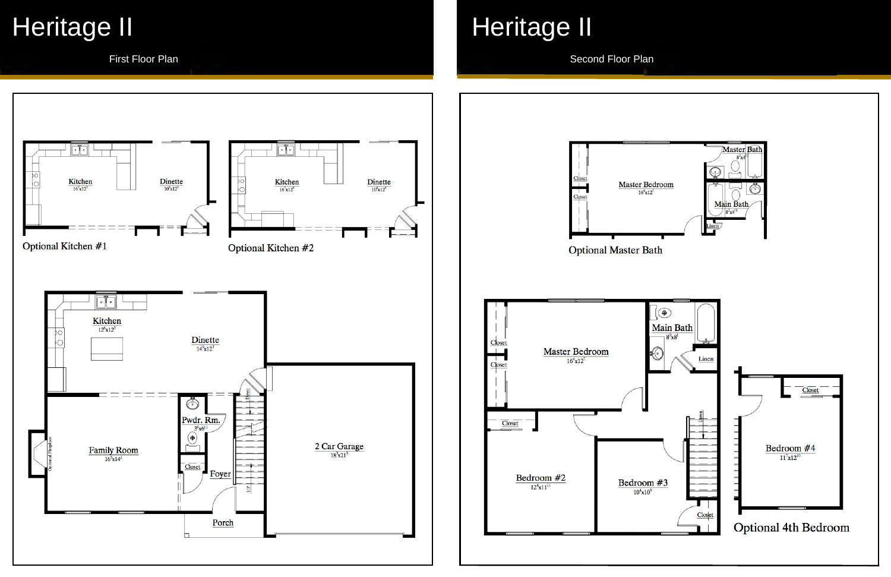# Heritage II

First Floor Plan

Kitchen
16'x12'

Dinette
10'x12'

Optional Kitchen #1

Kitchen
16'x12'

Dinette
10'x12'

Optional Kitchen #2

Kitchen
12'x12'

Dinette
14'x12'

Down

Pwdr. Rm.
3'x6'

Family Room
16'x14'

Optional Fireplace

Closet

Foyer

UP

2 Car Garage
18'x21'

Porch

# Heritage II

Second Floor Plan

Closet

Closet

Master Bedroom
16'x12'

Master Bath
8'x4'

Main Bath
8'x4'

Linen

Optional Master Bath

Closet

Closet

Master Bedroom
16'x12'

Main Bath
8'x8'

Linen

Closet

Down

Bedroom #2
12'x11'

Bedroom #3
10'x10'

Closet

Closet

Bedroom #4
11'x12'

Optional 4th Bedroom